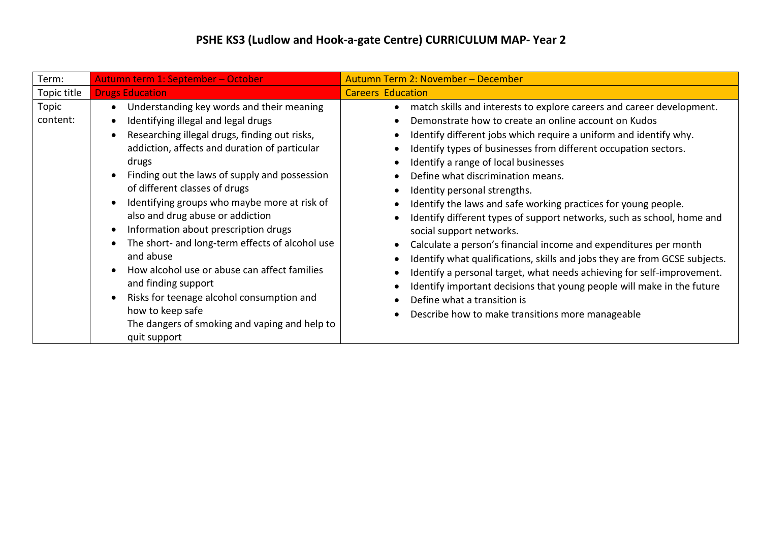# PSHE KS3 (Ludlow and Hook-a-gate Centre) CURRICULUM MAP- Year 2

| Term: | Autumn term 1: September – October | Autumn Term 2: November – December |
|---|---|---|
| Topic title | Drugs Education | Careers  Education |
| Topic content: | • Understanding key words and their meaning<br>• Identifying illegal and legal drugs<br>• Researching illegal drugs, finding out risks, addiction, affects and duration of particular drugs<br>• Finding out the laws of supply and possession of different classes of drugs<br>• Identifying groups who maybe more at risk of also and drug abuse or addiction<br>• Information about prescription drugs<br>• The short- and long-term effects of alcohol use and abuse<br>• How alcohol use or abuse can affect families and finding support<br>• Risks for teenage alcohol consumption and how to keep safe<br>The dangers of smoking and vaping and help to quit support | • match skills and interests to explore careers and career development.<br>• Demonstrate how to create an online account on Kudos<br>• Identify different jobs which require a uniform and identify why.<br>• Identify types of businesses from different occupation sectors.<br>• Identify a range of local businesses<br>• Define what discrimination means.<br>• Identity personal strengths.<br>• Identify the laws and safe working practices for young people.<br>• Identify different types of support networks, such as school, home and social support networks.<br>• Calculate a person's financial income and expenditures per month<br>• Identify what qualifications, skills and jobs they are from GCSE subjects.<br>• Identify a personal target, what needs achieving for self-improvement.<br>• Identify important decisions that young people will make in the future<br>• Define what a transition is<br>• Describe how to make transitions more manageable |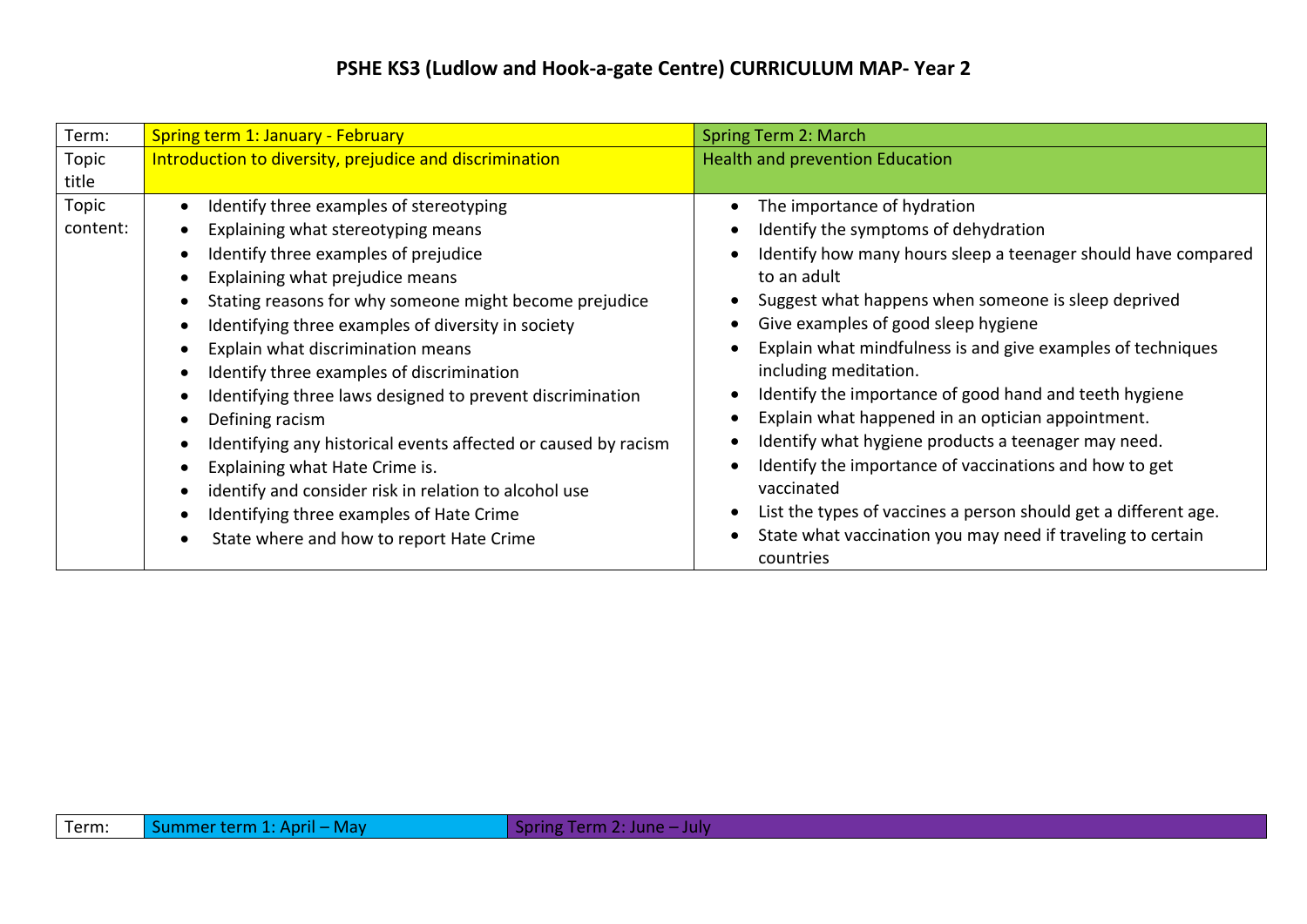# PSHE KS3 (Ludlow and Hook-a-gate Centre) CURRICULUM MAP- Year 2

| Term: | Spring term 1: January - February | Spring Term 2: March |
|---|---|---|
| Topic title | Introduction to diversity, prejudice and discrimination | Health and prevention Education |
| Topic content: | • Identify three examples of stereotyping<br>• Explaining what stereotyping means<br>• Identify three examples of prejudice<br>• Explaining what prejudice means<br>• Stating reasons for why someone might become prejudice<br>• Identifying three examples of diversity in society<br>• Explain what discrimination means<br>• Identify three examples of discrimination<br>• Identifying three laws designed to prevent discrimination<br>• Defining racism<br>• Identifying any historical events affected or caused by racism<br>• Explaining what Hate Crime is.<br>• identify and consider risk in relation to alcohol use<br>• Identifying three examples of Hate Crime<br>• State where and how to report Hate Crime | • The importance of hydration<br>• Identify the symptoms of dehydration<br>• Identify how many hours sleep a teenager should have compared to an adult<br>• Suggest what happens when someone is sleep deprived<br>• Give examples of good sleep hygiene<br>• Explain what mindfulness is and give examples of techniques including meditation.<br>• Identify the importance of good hand and teeth hygiene<br>• Explain what happened in an optician appointment.<br>• Identify what hygiene products a teenager may need.<br>• Identify the importance of vaccinations and how to get vaccinated<br>• List the types of vaccines a person should get a different age.<br>• State what vaccination you may need if traveling to certain countries |

| Term: | Summer term 1: April – May | Spring Term 2: June – July |
|---|---|---|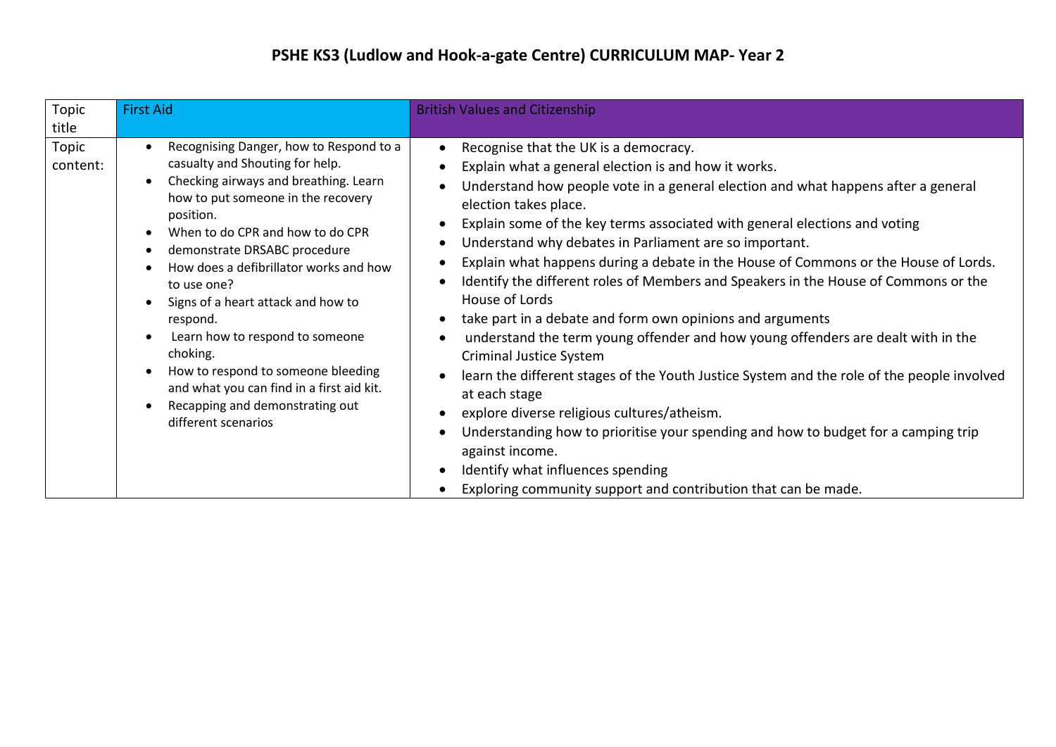# PSHE KS3 (Ludlow and Hook-a-gate Centre) CURRICULUM MAP- Year 2

| Topic title | First Aid | British Values and Citizenship |
|---|---|---|
| Topic content: | • Recognising Danger, how to Respond to a casualty and Shouting for help.<br>• Checking airways and breathing. Learn how to put someone in the recovery position.<br>• When to do CPR and how to do CPR<br>• demonstrate DRSABC procedure<br>• How does a defibrillator works and how to use one?<br>• Signs of a heart attack and how to respond.<br>• Learn how to respond to someone choking.<br>• How to respond to someone bleeding and what you can find in a first aid kit.<br>• Recapping and demonstrating out different scenarios | • Recognise that the UK is a democracy.<br>• Explain what a general election is and how it works.<br>• Understand how people vote in a general election and what happens after a general election takes place.<br>• Explain some of the key terms associated with general elections and voting<br>• Understand why debates in Parliament are so important.<br>• Explain what happens during a debate in the House of Commons or the House of Lords.<br>• Identify the different roles of Members and Speakers in the House of Commons or the House of Lords<br>• take part in a debate and form own opinions and arguments<br>• understand the term young offender and how young offenders are dealt with in the Criminal Justice System<br>• learn the different stages of the Youth Justice System and the role of the people involved at each stage<br>• explore diverse religious cultures/atheism.<br>• Understanding how to prioritise your spending and how to budget for a camping trip against income.<br>• Identify what influences spending<br>• Exploring community support and contribution that can be made. |